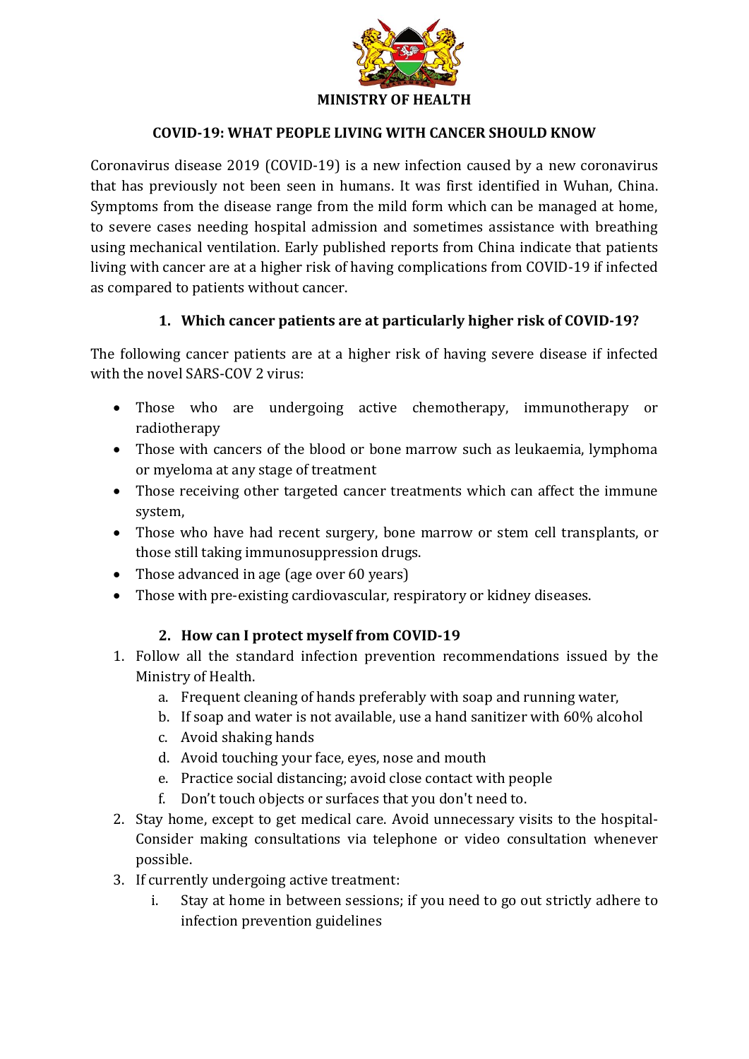**MINISTRY OF HEALTH**

# COVID-19: WHAT PEOPLE LIVING WITH CANCER SHOULD KNOW

Coronavirus disease 2019 (COVID-19) is a new infection caused by a new coronavirus that has previously not been seen in humans. It was first identified in Wuhan, China. Symptoms from the disease range from the mild form which can be managed at home, to severe cases needing hospital admission and sometimes assistance with breathing using mechanical ventilation. Early published reports from China indicate that patients living with cancer are at a higher risk of having complications from COVID-19 if infected as compared to patients without cancer.

## 1. Which cancer patients are at particularly higher risk of COVID-19?

The following cancer patients are at a higher risk of having severe disease if infected with the novel SARS-COV 2 virus:

- Those who are undergoing active chemotherapy, immunotherapy or radiotherapy
- Those with cancers of the blood or bone marrow such as leukaemia, lymphoma or myeloma at any stage of treatment
- Those receiving other targeted cancer treatments which can affect the immune system,
- Those who have had recent surgery, bone marrow or stem cell transplants, or those still taking immunosuppression drugs.
- Those advanced in age (age over 60 years)
- Those with pre-existing cardiovascular, respiratory or kidney diseases.

## 2. How can I protect myself from COVID-19

1. Follow all the standard infection prevention recommendations issued by the Ministry of Health.
   a. Frequent cleaning of hands preferably with soap and running water,
   b. If soap and water is not available, use a hand sanitizer with 60% alcohol
   c. Avoid shaking hands
   d. Avoid touching your face, eyes, nose and mouth
   e. Practice social distancing; avoid close contact with people
   f. Don't touch objects or surfaces that you don't need to.
2. Stay home, except to get medical care. Avoid unnecessary visits to the hospital- Consider making consultations via telephone or video consultation whenever possible.
3. If currently undergoing active treatment:
   i. Stay at home in between sessions; if you need to go out strictly adhere to infection prevention guidelines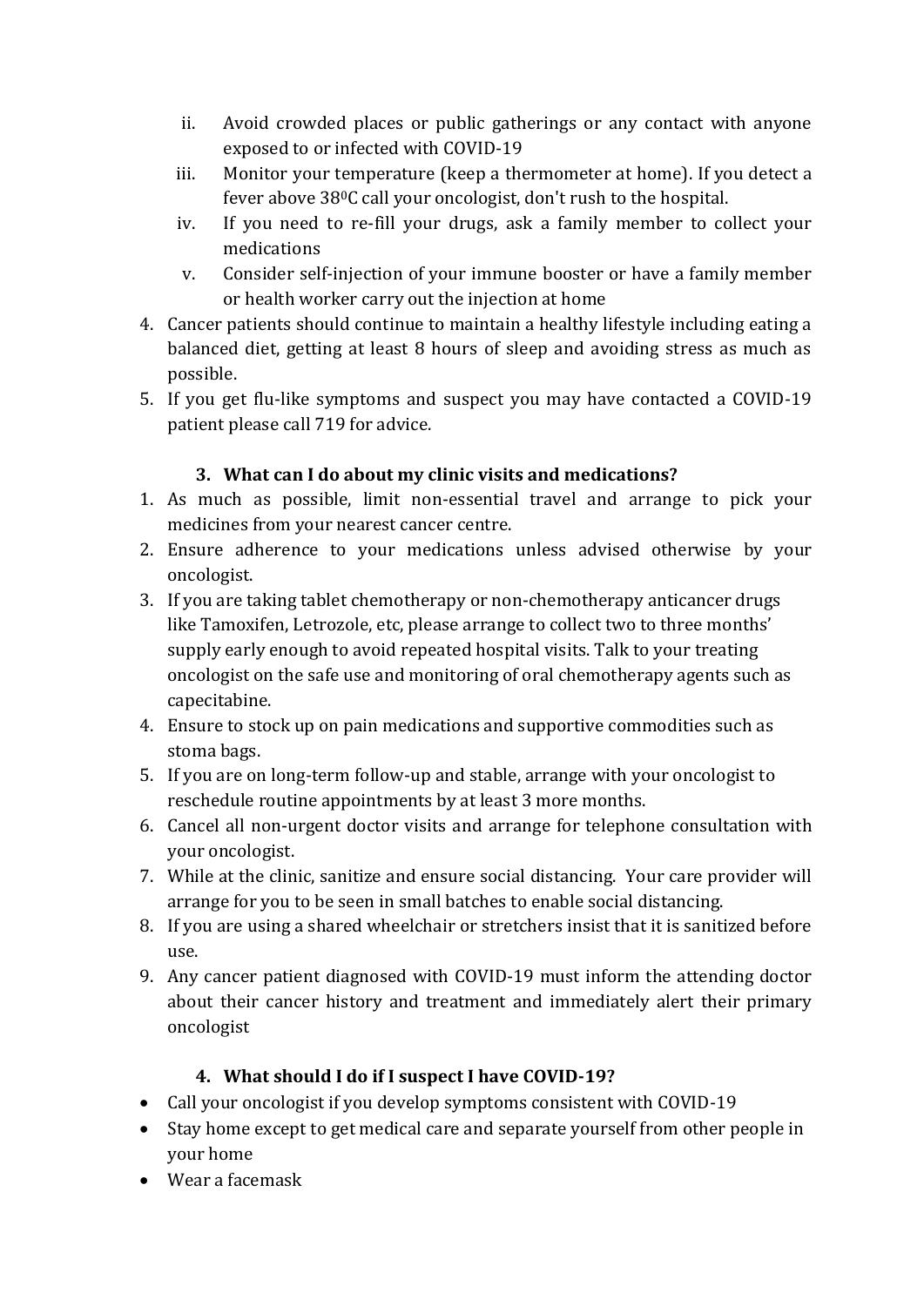ii. Avoid crowded places or public gatherings or any contact with anyone exposed to or infected with COVID-19
iii. Monitor your temperature (keep a thermometer at home). If you detect a fever above $38^0$C call your oncologist, don't rush to the hospital.
iv. If you need to re-fill your drugs, ask a family member to collect your medications
v. Consider self-injection of your immune booster or have a family member or health worker carry out the injection at home

4. Cancer patients should continue to maintain a healthy lifestyle including eating a balanced diet, getting at least 8 hours of sleep and avoiding stress as much as possible.
5. If you get flu-like symptoms and suspect you may have contacted a COVID-19 patient please call 719 for advice.

### 3. What can I do about my clinic visits and medications?

1. As much as possible, limit non-essential travel and arrange to pick your medicines from your nearest cancer centre.
2. Ensure adherence to your medications unless advised otherwise by your oncologist.
3. If you are taking tablet chemotherapy or non-chemotherapy anticancer drugs like Tamoxifen, Letrozole, etc, please arrange to collect two to three months' supply early enough to avoid repeated hospital visits. Talk to your treating oncologist on the safe use and monitoring of oral chemotherapy agents such as capecitabine.
4. Ensure to stock up on pain medications and supportive commodities such as stoma bags.
5. If you are on long-term follow-up and stable, arrange with your oncologist to reschedule routine appointments by at least 3 more months.
6. Cancel all non-urgent doctor visits and arrange for telephone consultation with your oncologist.
7. While at the clinic, sanitize and ensure social distancing. Your care provider will arrange for you to be seen in small batches to enable social distancing.
8. If you are using a shared wheelchair or stretchers insist that it is sanitized before use.
9. Any cancer patient diagnosed with COVID-19 must inform the attending doctor about their cancer history and treatment and immediately alert their primary oncologist

### 4. What should I do if I suspect I have COVID-19?

- Call your oncologist if you develop symptoms consistent with COVID-19
- Stay home except to get medical care and separate yourself from other people in your home
- Wear a facemask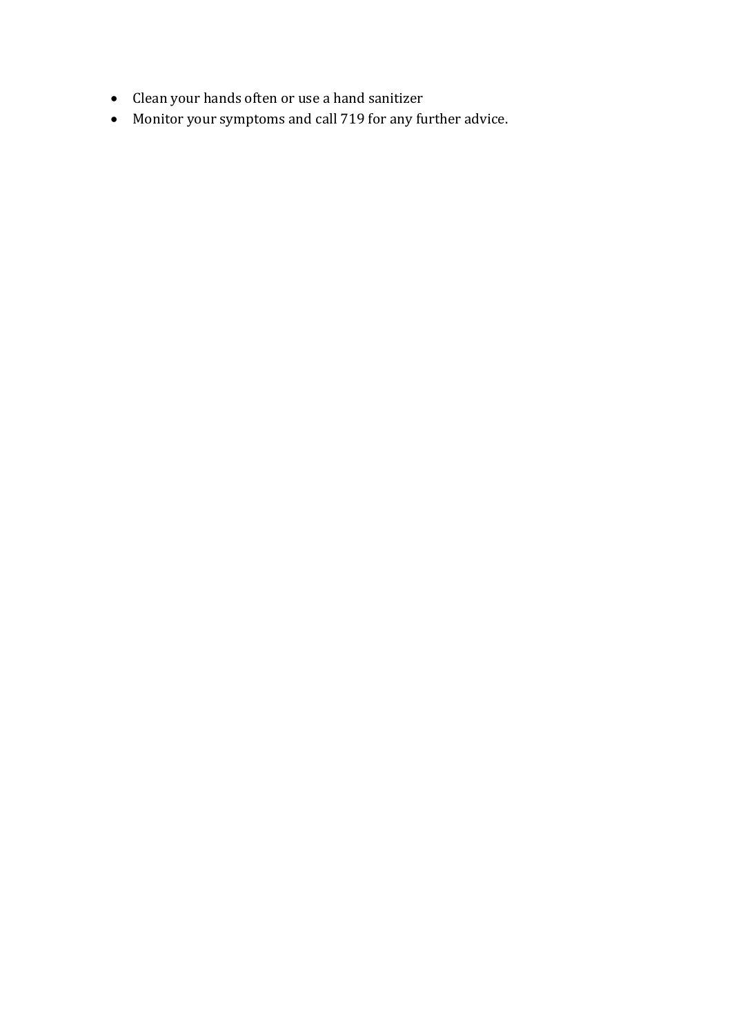- Clean your hands often or use a hand sanitizer
- Monitor your symptoms and call 719 for any further advice.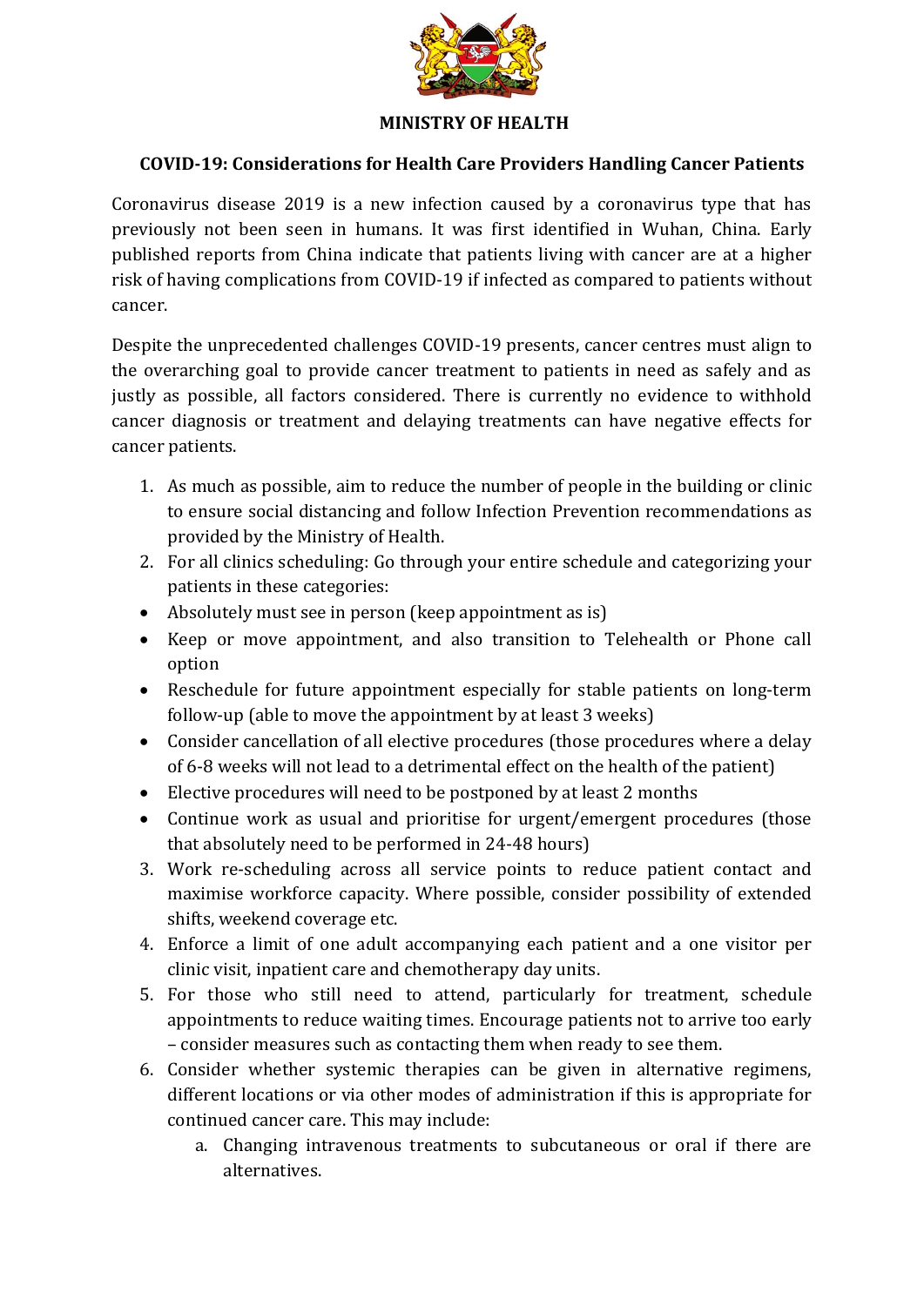**MINISTRY OF HEALTH**

## COVID-19: Considerations for Health Care Providers Handling Cancer Patients

Coronavirus disease 2019 is a new infection caused by a coronavirus type that has previously not been seen in humans. It was first identified in Wuhan, China. Early published reports from China indicate that patients living with cancer are at a higher risk of having complications from COVID-19 if infected as compared to patients without cancer.

Despite the unprecedented challenges COVID-19 presents, cancer centres must align to the overarching goal to provide cancer treatment to patients in need as safely and as justly as possible, all factors considered. There is currently no evidence to withhold cancer diagnosis or treatment and delaying treatments can have negative effects for cancer patients.

1. As much as possible, aim to reduce the number of people in the building or clinic to ensure social distancing and follow Infection Prevention recommendations as provided by the Ministry of Health.
2. For all clinics scheduling: Go through your entire schedule and categorizing your patients in these categories:

- Absolutely must see in person (keep appointment as is)
- Keep or move appointment, and also transition to Telehealth or Phone call option
- Reschedule for future appointment especially for stable patients on long-term follow-up (able to move the appointment by at least 3 weeks)
- Consider cancellation of all elective procedures (those procedures where a delay of 6-8 weeks will not lead to a detrimental effect on the health of the patient)
- Elective procedures will need to be postponed by at least 2 months
- Continue work as usual and prioritise for urgent/emergent procedures (those that absolutely need to be performed in 24-48 hours)

3. Work re-scheduling across all service points to reduce patient contact and maximise workforce capacity. Where possible, consider possibility of extended shifts, weekend coverage etc.
4. Enforce a limit of one adult accompanying each patient and a one visitor per clinic visit, inpatient care and chemotherapy day units.
5. For those who still need to attend, particularly for treatment, schedule appointments to reduce waiting times. Encourage patients not to arrive too early – consider measures such as contacting them when ready to see them.
6. Consider whether systemic therapies can be given in alternative regimens, different locations or via other modes of administration if this is appropriate for continued cancer care. This may include:
   a. Changing intravenous treatments to subcutaneous or oral if there are alternatives.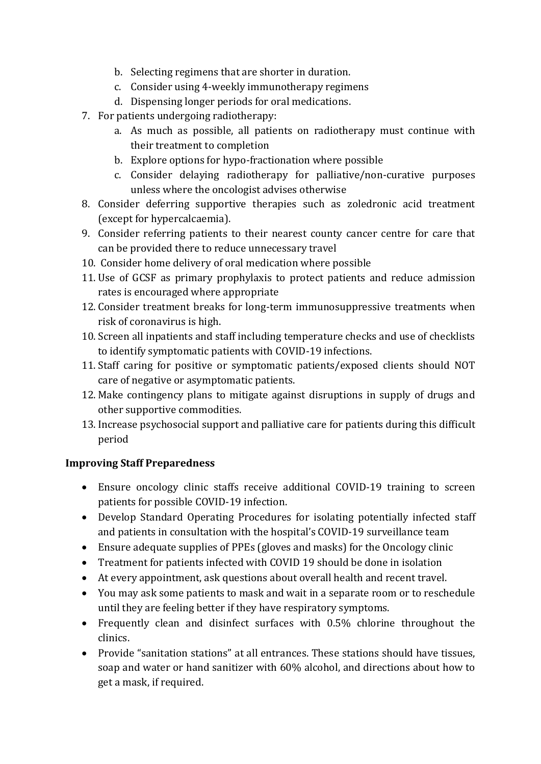b. Selecting regimens that are shorter in duration.
   c. Consider using 4-weekly immunotherapy regimens
   d. Dispensing longer periods for oral medications.

7. For patients undergoing radiotherapy:
   a. As much as possible, all patients on radiotherapy must continue with their treatment to completion
   b. Explore options for hypo-fractionation where possible
   c. Consider delaying radiotherapy for palliative/non-curative purposes unless where the oncologist advises otherwise
8. Consider deferring supportive therapies such as zoledronic acid treatment (except for hypercalcaemia).
9. Consider referring patients to their nearest county cancer centre for care that can be provided there to reduce unnecessary travel
10. Consider home delivery of oral medication where possible
11. Use of GCSF as primary prophylaxis to protect patients and reduce admission rates is encouraged where appropriate
12. Consider treatment breaks for long-term immunosuppressive treatments when risk of coronavirus is high.

10\. Screen all inpatients and staff including temperature checks and use of checklists to identify symptomatic patients with COVID-19 infections.

11\. Staff caring for positive or symptomatic patients/exposed clients should NOT care of negative or asymptomatic patients.

12\. Make contingency plans to mitigate against disruptions in supply of drugs and other supportive commodities.

13\. Increase psychosocial support and palliative care for patients during this difficult period

**Improving Staff Preparedness**

- Ensure oncology clinic staffs receive additional COVID-19 training to screen patients for possible COVID-19 infection.
- Develop Standard Operating Procedures for isolating potentially infected staff and patients in consultation with the hospital's COVID-19 surveillance team
- Ensure adequate supplies of PPEs (gloves and masks) for the Oncology clinic
- Treatment for patients infected with COVID 19 should be done in isolation
- At every appointment, ask questions about overall health and recent travel.
- You may ask some patients to mask and wait in a separate room or to reschedule until they are feeling better if they have respiratory symptoms.
- Frequently clean and disinfect surfaces with 0.5% chlorine throughout the clinics.
- Provide "sanitation stations" at all entrances. These stations should have tissues, soap and water or hand sanitizer with 60% alcohol, and directions about how to get a mask, if required.